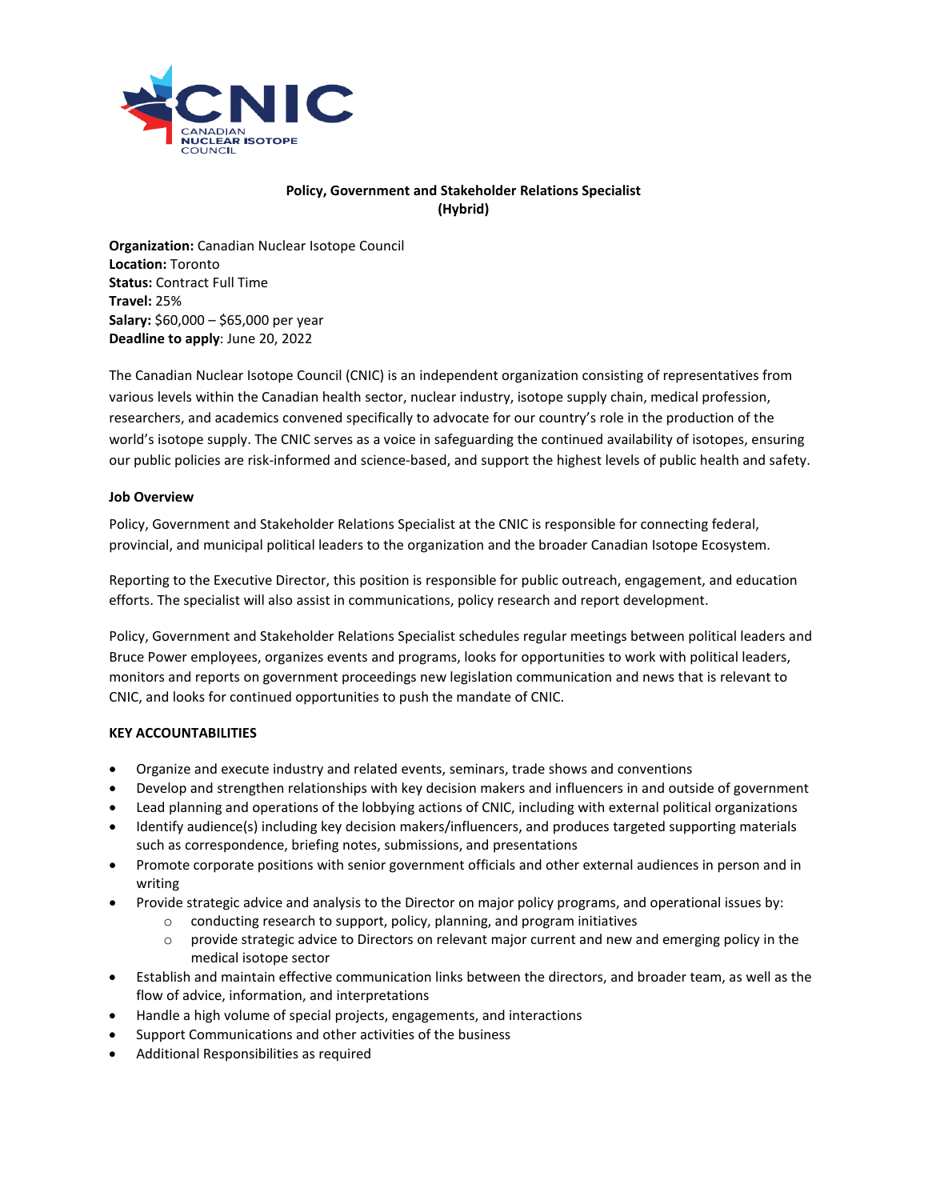# Policy, Government and Stakeholder Relations Specialist
## (Hybrid)

**Organization:** Canadian Nuclear Isotope Council
**Location:** Toronto
**Status:** Contract Full Time
**Travel:** 25%
**Salary:** $60,000 – $65,000 per year
**Deadline to apply**: June 20, 2022

The Canadian Nuclear Isotope Council (CNIC) is an independent organization consisting of representatives from various levels within the Canadian health sector, nuclear industry, isotope supply chain, medical profession, researchers, and academics convened specifically to advocate for our country's role in the production of the world's isotope supply. The CNIC serves as a voice in safeguarding the continued availability of isotopes, ensuring our public policies are risk-informed and science-based, and support the highest levels of public health and safety.

### Job Overview

Policy, Government and Stakeholder Relations Specialist at the CNIC is responsible for connecting federal, provincial, and municipal political leaders to the organization and the broader Canadian Isotope Ecosystem.

Reporting to the Executive Director, this position is responsible for public outreach, engagement, and education efforts. The specialist will also assist in communications, policy research and report development.

Policy, Government and Stakeholder Relations Specialist schedules regular meetings between political leaders and Bruce Power employees, organizes events and programs, looks for opportunities to work with political leaders, monitors and reports on government proceedings new legislation communication and news that is relevant to CNIC, and looks for continued opportunities to push the mandate of CNIC.

### KEY ACCOUNTABILITIES

- Organize and execute industry and related events, seminars, trade shows and conventions
- Develop and strengthen relationships with key decision makers and influencers in and outside of government
- Lead planning and operations of the lobbying actions of CNIC, including with external political organizations
- Identify audience(s) including key decision makers/influencers, and produces targeted supporting materials such as correspondence, briefing notes, submissions, and presentations
- Promote corporate positions with senior government officials and other external audiences in person and in writing
- Provide strategic advice and analysis to the Director on major policy programs, and operational issues by:
    - conducting research to support, policy, planning, and program initiatives
    - provide strategic advice to Directors on relevant major current and new and emerging policy in the medical isotope sector
- Establish and maintain effective communication links between the directors, and broader team, as well as the flow of advice, information, and interpretations
- Handle a high volume of special projects, engagements, and interactions
- Support Communications and other activities of the business
- Additional Responsibilities as required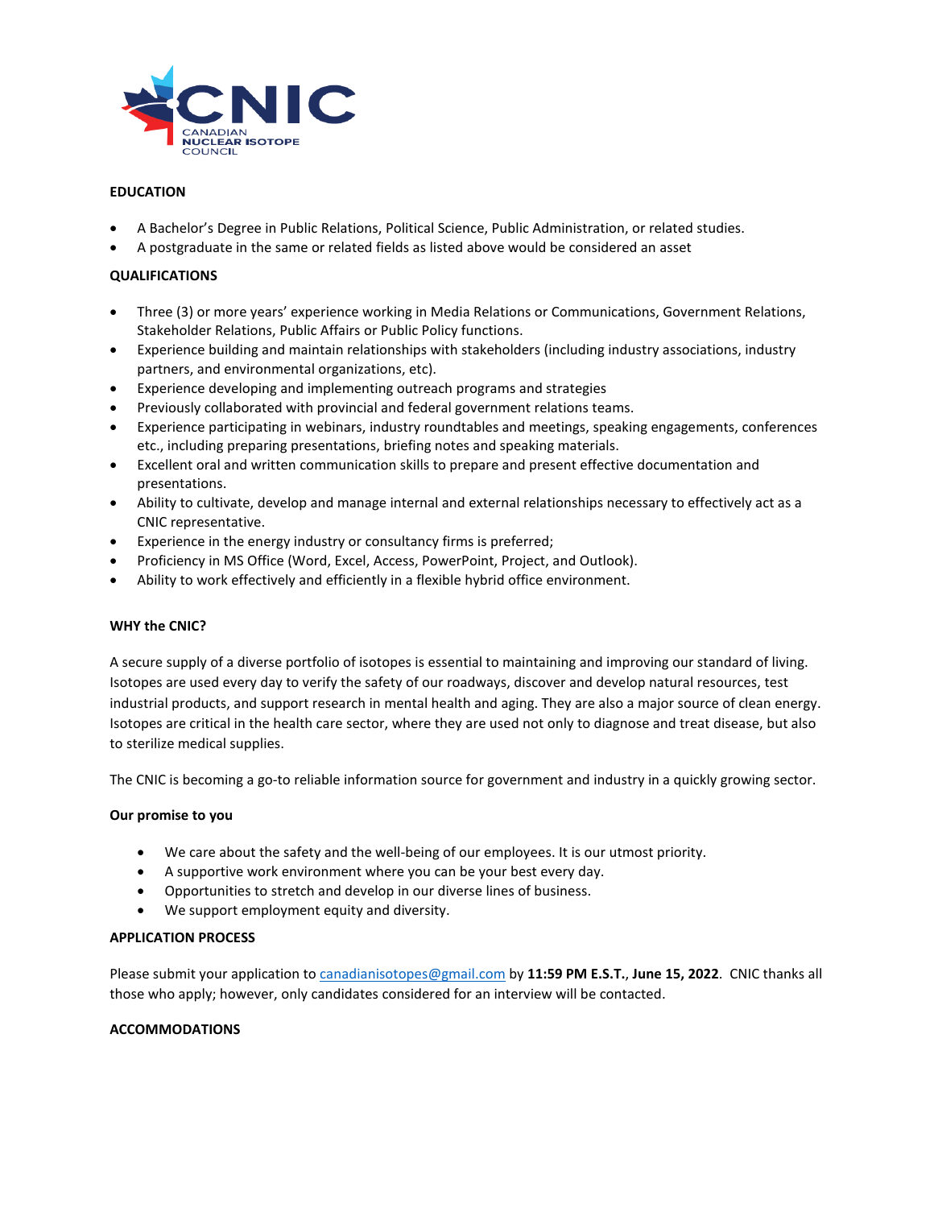## EDUCATION

- A Bachelor's Degree in Public Relations, Political Science, Public Administration, or related studies.
- A postgraduate in the same or related fields as listed above would be considered an asset

## QUALIFICATIONS

- Three (3) or more years' experience working in Media Relations or Communications, Government Relations, Stakeholder Relations, Public Affairs or Public Policy functions.
- Experience building and maintain relationships with stakeholders (including industry associations, industry partners, and environmental organizations, etc).
- Experience developing and implementing outreach programs and strategies
- Previously collaborated with provincial and federal government relations teams.
- Experience participating in webinars, industry roundtables and meetings, speaking engagements, conferences etc., including preparing presentations, briefing notes and speaking materials.
- Excellent oral and written communication skills to prepare and present effective documentation and presentations.
- Ability to cultivate, develop and manage internal and external relationships necessary to effectively act as a CNIC representative.
- Experience in the energy industry or consultancy firms is preferred;
- Proficiency in MS Office (Word, Excel, Access, PowerPoint, Project, and Outlook).
- Ability to work effectively and efficiently in a flexible hybrid office environment.

## WHY the CNIC?

A secure supply of a diverse portfolio of isotopes is essential to maintaining and improving our standard of living. Isotopes are used every day to verify the safety of our roadways, discover and develop natural resources, test industrial products, and support research in mental health and aging. They are also a major source of clean energy. Isotopes are critical in the health care sector, where they are used not only to diagnose and treat disease, but also to sterilize medical supplies.

The CNIC is becoming a go-to reliable information source for government and industry in a quickly growing sector.

### Our promise to you

- We care about the safety and the well-being of our employees. It is our utmost priority.
- A supportive work environment where you can be your best every day.
- Opportunities to stretch and develop in our diverse lines of business.
- We support employment equity and diversity.

## APPLICATION PROCESS

Please submit your application to canadianisotopes@gmail.com by **11:59 PM E.S.T.**, **June 15, 2022**. CNIC thanks all those who apply; however, only candidates considered for an interview will be contacted.

## ACCOMMODATIONS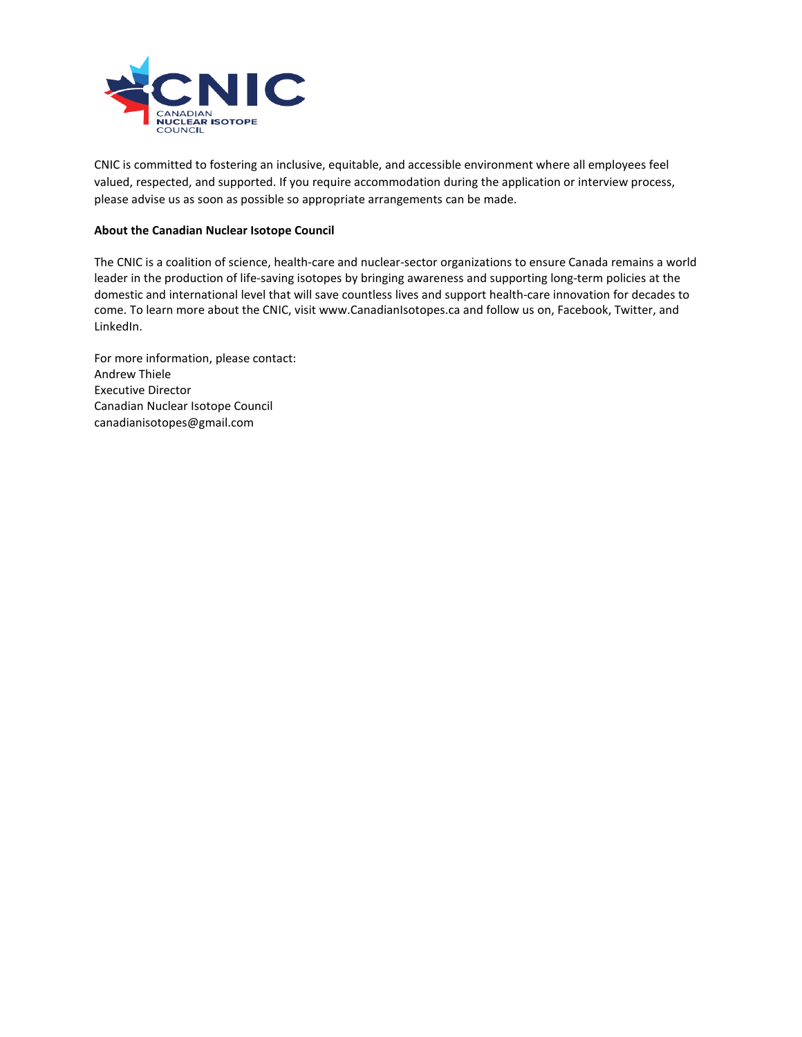CNIC is committed to fostering an inclusive, equitable, and accessible environment where all employees feel valued, respected, and supported. If you require accommodation during the application or interview process, please advise us as soon as possible so appropriate arrangements can be made.

**About the Canadian Nuclear Isotope Council**

The CNIC is a coalition of science, health-care and nuclear-sector organizations to ensure Canada remains a world leader in the production of life-saving isotopes by bringing awareness and supporting long-term policies at the domestic and international level that will save countless lives and support health-care innovation for decades to come. To learn more about the CNIC, visit www.CanadianIsotopes.ca and follow us on, Facebook, Twitter, and LinkedIn.

For more information, please contact:
Andrew Thiele
Executive Director
Canadian Nuclear Isotope Council
canadianisotopes@gmail.com